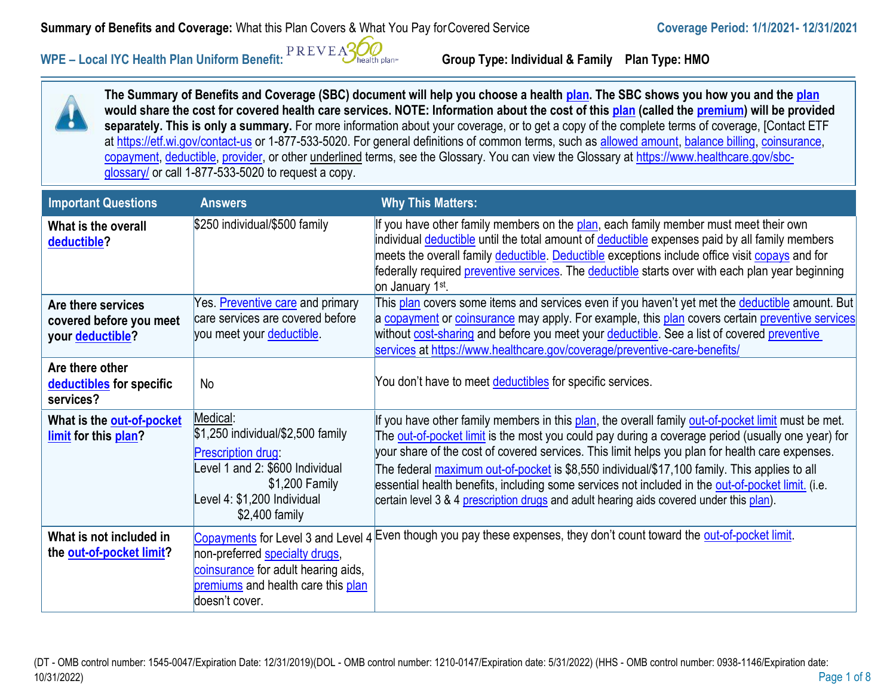**Summary of Benefits and Coverage:** What this Plan Covers & What You Pay for Covered Service — **Coverage Period: 1/1/2021- 12/31/2021**

**WPE – Local IYC Health Plan Uniform Benefit:** PREVEA360 health plan — **Group Type: Individual & Family Plan Type: HMO**

**The Summary of Benefits and Coverage (SBC) document will help you choose a health plan. The SBC shows you how you and the plan would share the cost for covered health care services. NOTE: Information about the cost of this plan (called the premium) will be provided separately. This is only a summary.** For more information about your coverage, or to get a copy of the complete terms of coverage, [Contact ETF at https://etf.wi.gov/contact-us or 1-877-533-5020. For general definitions of common terms, such as allowed amount, balance billing, coinsurance, copayment, deductible, provider, or other underlined terms, see the Glossary. You can view the Glossary at https://www.healthcare.gov/sbc-glossary/ or call 1-877-533-5020 to request a copy.

| Important Questions | Answers | Why This Matters: |
|---|---|---|
| **What is the overall deductible?** | $250 individual/$500 family | If you have other family members on the plan, each family member must meet their own individual deductible until the total amount of deductible expenses paid by all family members meets the overall family deductible. Deductible exceptions include office visit copays and for federally required preventive services. The deductible starts over with each plan year beginning on January 1st. |
| **Are there services covered before you meet your deductible?** | Yes. Preventive care and primary care services are covered before you meet your deductible. | This plan covers some items and services even if you haven't yet met the deductible amount. But a copayment or coinsurance may apply. For example, this plan covers certain preventive services without cost-sharing and before you meet your deductible. See a list of covered preventive services at https://www.healthcare.gov/coverage/preventive-care-benefits/ |
| **Are there other deductibles for specific services?** | No | You don't have to meet deductibles for specific services. |
| **What is the out-of-pocket limit for this plan?** | Medical: $1,250 individual/$2,500 family<br>Prescription drug:<br>Level 1 and 2: $600 Individual<br>$1,200 Family<br>Level 4: $1,200 Individual<br>$2,400 family | If you have other family members in this plan, the overall family out-of-pocket limit must be met. The out-of-pocket limit is the most you could pay during a coverage period (usually one year) for your share of the cost of covered services. This limit helps you plan for health care expenses.<br>The federal maximum out-of-pocket is $8,550 individual/$17,100 family. This applies to all essential health benefits, including some services not included in the out-of-pocket limit. (i.e. certain level 3 & 4 prescription drugs and adult hearing aids covered under this plan). |
| **What is not included in the out-of-pocket limit?** | Copayments for Level 3 and Level 4 non-preferred specialty drugs, coinsurance for adult hearing aids, premiums and health care this plan doesn't cover. | Even though you pay these expenses, they don't count toward the out-of-pocket limit. |

(DT - OMB control number: 1545-0047/Expiration Date: 12/31/2019)(DOL - OMB control number: 1210-0147/Expiration date: 5/31/2022) (HHS - OMB control number: 0938-1146/Expiration date: 10/31/2022)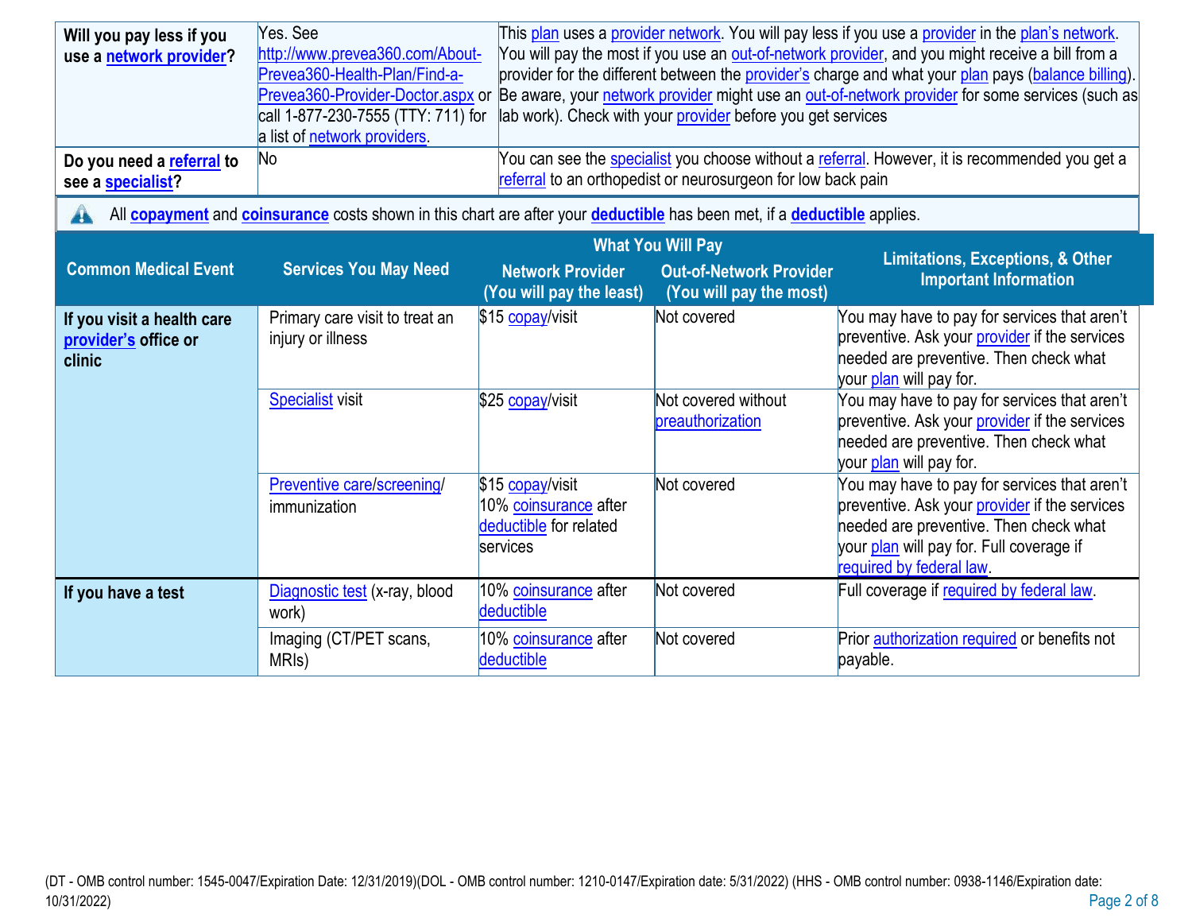| | | |
|---|---|---|
| **Will you pay less if you use a network provider?** | Yes. See http://www.prevea360.com/About-Prevea360-Health-Plan/Find-a-Prevea360-Provider-Doctor.aspx or call 1-877-230-7555 (TTY: 711) for a list of network providers. | This plan uses a provider network. You will pay less if you use a provider in the plan's network. You will pay the most if you use an out-of-network provider, and you might receive a bill from a provider for the different between the provider's charge and what your plan pays (balance billing). Be aware, your network provider might use an out-of-network provider for some services (such as lab work). Check with your provider before you get services |
| **Do you need a referral to see a specialist?** | No | You can see the specialist you choose without a referral. However, it is recommended you get a referral to an orthopedist or neurosurgeon for low back pain |

All **copayment** and **coinsurance** costs shown in this chart are after your **deductible** has been met, if a **deductible** applies.

| Common Medical Event | Services You May Need | What You Will Pay Network Provider (You will pay the least) | What You Will Pay Out-of-Network Provider (You will pay the most) | Limitations, Exceptions, & Other Important Information |
|---|---|---|---|---|
| **If you visit a health care provider's office or clinic** | Primary care visit to treat an injury or illness | $15 copay/visit | Not covered | You may have to pay for services that aren't preventive. Ask your provider if the services needed are preventive. Then check what your plan will pay for. |
| | Specialist visit | $25 copay/visit | Not covered without preauthorization | You may have to pay for services that aren't preventive. Ask your provider if the services needed are preventive. Then check what your plan will pay for. |
| | Preventive care/screening/ immunization | $15 copay/visit<br>10% coinsurance after deductible for related services | Not covered | You may have to pay for services that aren't preventive. Ask your provider if the services needed are preventive. Then check what your plan will pay for. Full coverage if required by federal law. |
| **If you have a test** | Diagnostic test (x-ray, blood work) | 10% coinsurance after deductible | Not covered | Full coverage if required by federal law. |
| | Imaging (CT/PET scans, MRIs) | 10% coinsurance after deductible | Not covered | Prior authorization required or benefits not payable. |

(DT - OMB control number: 1545-0047/Expiration Date: 12/31/2019)(DOL - OMB control number: 1210-0147/Expiration date: 5/31/2022) (HHS - OMB control number: 0938-1146/Expiration date: 10/31/2022)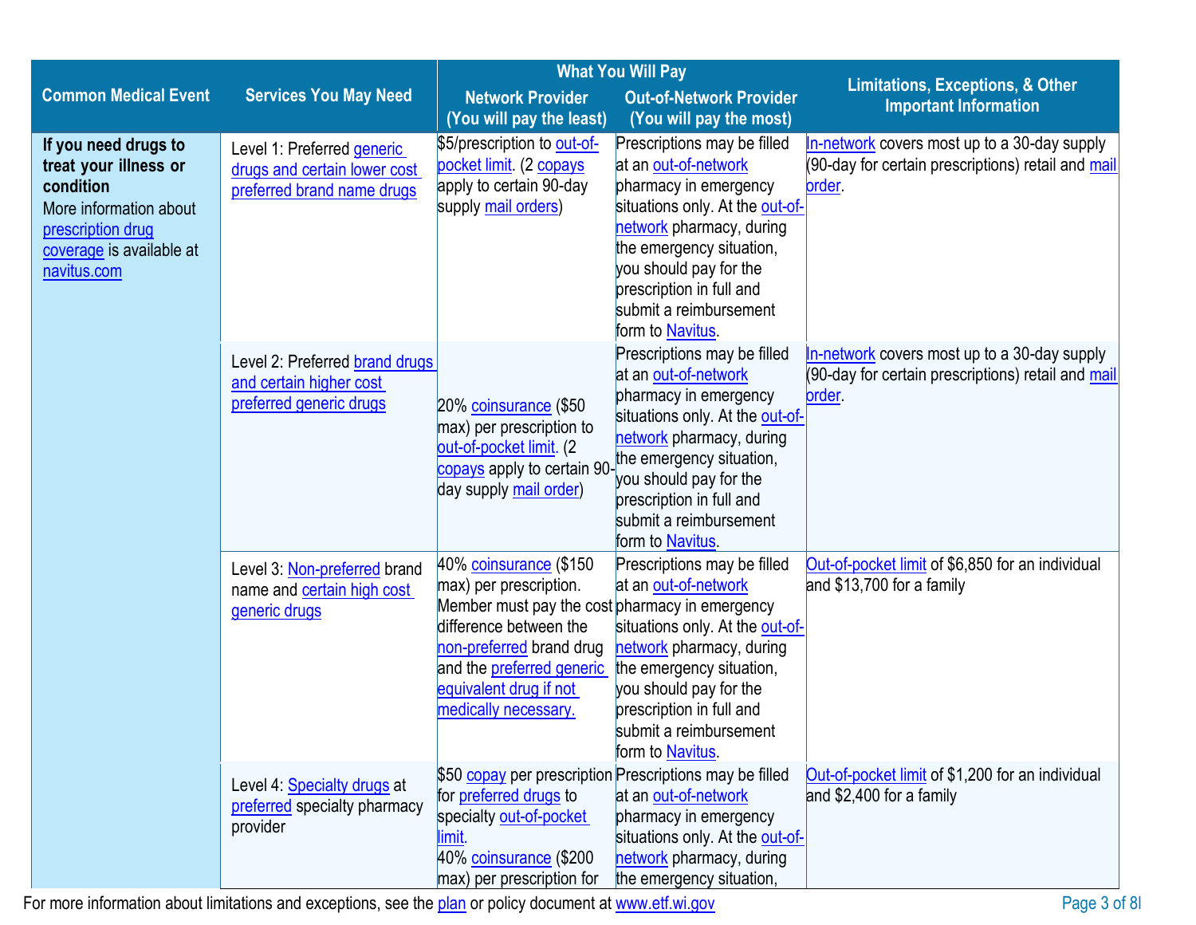| Common Medical Event | Services You May Need | What You Will Pay Network Provider (You will pay the least) | What You Will Pay Out-of-Network Provider (You will pay the most) | Limitations, Exceptions, & Other Important Information |
|---|---|---|---|---|
| **If you need drugs to treat your illness or condition** More information about prescription drug coverage is available at navitus.com | Level 1: Preferred generic drugs and certain lower cost preferred brand name drugs | $5/prescription to out-of-pocket limit. (2 copays apply to certain 90-day supply mail orders) | Prescriptions may be filled at an out-of-network pharmacy in emergency situations only. At the out-of-network pharmacy, during the emergency situation, you should pay for the prescription in full and submit a reimbursement form to Navitus. | In-network covers most up to a 30-day supply (90-day for certain prescriptions) retail and mail order. |
| | Level 2: Preferred brand drugs and certain higher cost preferred generic drugs | 20% coinsurance ($50 max) per prescription to out-of-pocket limit. (2 copays apply to certain 90-day supply mail order) | Prescriptions may be filled at an out-of-network pharmacy in emergency situations only. At the out-of-network pharmacy, during the emergency situation, you should pay for the prescription in full and submit a reimbursement form to Navitus. | In-network covers most up to a 30-day supply (90-day for certain prescriptions) retail and mail order. |
| | Level 3: Non-preferred brand name and certain high cost generic drugs | 40% coinsurance ($150 max) per prescription. Member must pay the cost difference between the non-preferred brand drug and the preferred generic equivalent drug if not medically necessary. | Prescriptions may be filled at an out-of-network pharmacy in emergency situations only. At the out-of-network pharmacy, during the emergency situation, you should pay for the prescription in full and submit a reimbursement form to Navitus. | Out-of-pocket limit of $6,850 for an individual and $13,700 for a family |
| | Level 4: Specialty drugs at preferred specialty pharmacy provider | $50 copay per prescription for preferred drugs to specialty out-of-pocket limit. 40% coinsurance ($200 max) per prescription for | Prescriptions may be filled at an out-of-network pharmacy in emergency situations only. At the out-of-network pharmacy, during the emergency situation, | Out-of-pocket limit of $1,200 for an individual and $2,400 for a family |

For more information about limitations and exceptions, see the plan or policy document at www.etf.wi.gov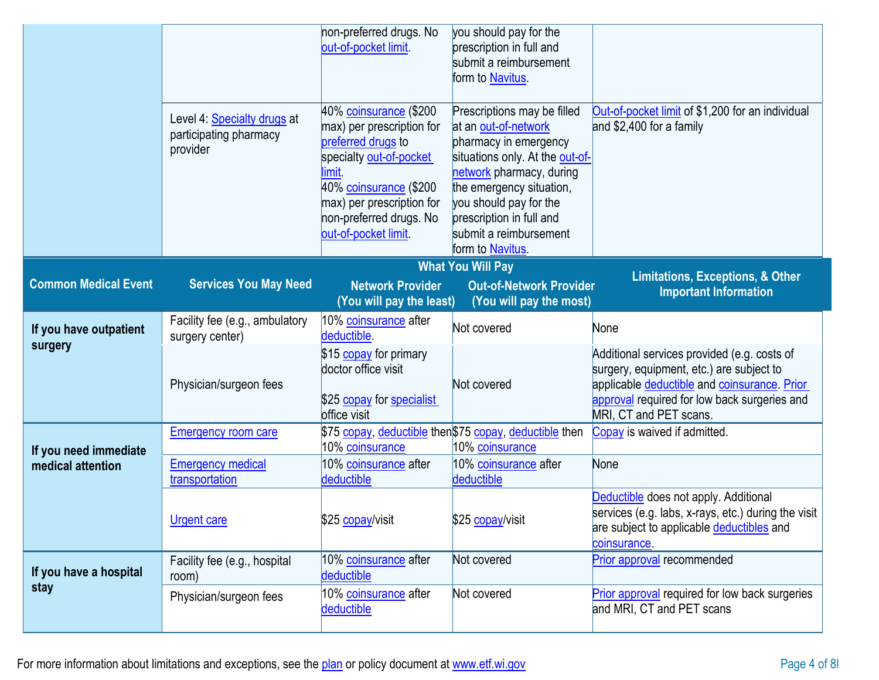| Common Medical Event | Services You May Need | What You Will Pay: Network Provider (You will pay the least) | What You Will Pay: Out-of-Network Provider (You will pay the most) | Limitations, Exceptions, & Other Important Information |
|---|---|---|---|---|
| | | non-preferred drugs. No out-of-pocket limit. | you should pay for the prescription in full and submit a reimbursement form to Navitus. | |
| | Level 4: Specialty drugs at participating pharmacy provider | 40% coinsurance ($200 max) per prescription for preferred drugs to specialty out-of-pocket limit. 40% coinsurance ($200 max) per prescription for non-preferred drugs. No out-of-pocket limit. | Prescriptions may be filled at an out-of-network pharmacy in emergency situations only. At the out-of-network pharmacy, during the emergency situation, you should pay for the prescription in full and submit a reimbursement form to Navitus. | Out-of-pocket limit of $1,200 for an individual and $2,400 for a family |
| **If you have outpatient surgery** | Facility fee (e.g., ambulatory surgery center) | 10% coinsurance after deductible. | Not covered | None |
| | Physician/surgeon fees | $15 copay for primary doctor office visit<br><br>$25 copay for specialist office visit | Not covered | Additional services provided (e.g. costs of surgery, equipment, etc.) are subject to applicable deductible and coinsurance. Prior approval required for low back surgeries and MRI, CT and PET scans. |
| **If you need immediate medical attention** | Emergency room care | $75 copay, deductible then 10% coinsurance | $75 copay, deductible then 10% coinsurance | Copay is waived if admitted. |
| | Emergency medical transportation | 10% coinsurance after deductible | 10% coinsurance after deductible | None |
| | Urgent care | $25 copay/visit | $25 copay/visit | Deductible does not apply. Additional services (e.g. labs, x-rays, etc.) during the visit are subject to applicable deductibles and coinsurance. |
| **If you have a hospital stay** | Facility fee (e.g., hospital room) | 10% coinsurance after deductible | Not covered | Prior approval recommended |
| | Physician/surgeon fees | 10% coinsurance after deductible | Not covered | Prior approval required for low back surgeries and MRI, CT and PET scans |

For more information about limitations and exceptions, see the plan or policy document at www.etf.wi.gov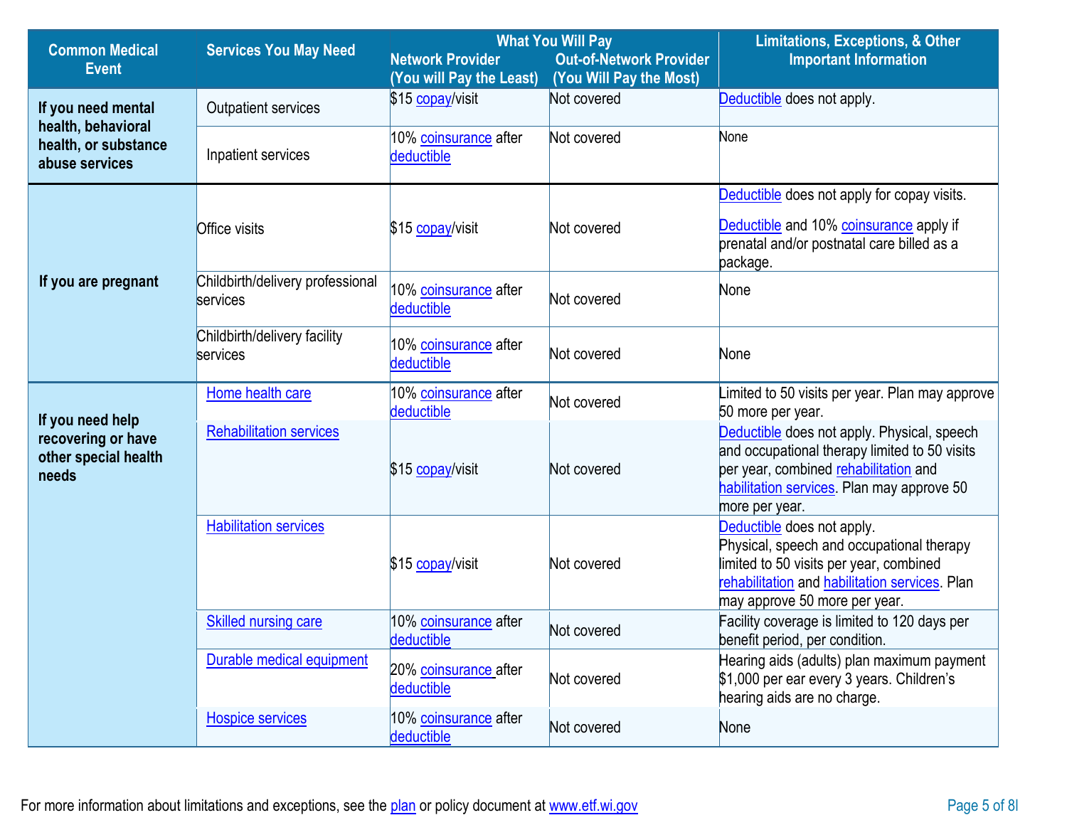| Common Medical Event | Services You May Need | What You Will Pay Network Provider (You will Pay the Least) | Out-of-Network Provider (You Will Pay the Most) | Limitations, Exceptions, & Other Important Information |
|---|---|---|---|---|
| If you need mental health, behavioral health, or substance abuse services | Outpatient services | $15 copay/visit | Not covered | Deductible does not apply. |
| | Inpatient services | 10% coinsurance after deductible | Not covered | None |
| If you are pregnant | Office visits | $15 copay/visit | Not covered | Deductible does not apply for copay visits. Deductible and 10% coinsurance apply if prenatal and/or postnatal care billed as a package. |
| | Childbirth/delivery professional services | 10% coinsurance after deductible | Not covered | None |
| | Childbirth/delivery facility services | 10% coinsurance after deductible | Not covered | None |
| If you need help recovering or have other special health needs | Home health care | 10% coinsurance after deductible | Not covered | Limited to 50 visits per year. Plan may approve 50 more per year. |
| | Rehabilitation services | $15 copay/visit | Not covered | Deductible does not apply. Physical, speech and occupational therapy limited to 50 visits per year, combined rehabilitation and habilitation services. Plan may approve 50 more per year. |
| | Habilitation services | $15 copay/visit | Not covered | Deductible does not apply. Physical, speech and occupational therapy limited to 50 visits per year, combined rehabilitation and habilitation services. Plan may approve 50 more per year. |
| | Skilled nursing care | 10% coinsurance after deductible | Not covered | Facility coverage is limited to 120 days per benefit period, per condition. |
| | Durable medical equipment | 20% coinsurance after deductible | Not covered | Hearing aids (adults) plan maximum payment $1,000 per ear every 3 years. Children's hearing aids are no charge. |
| | Hospice services | 10% coinsurance after deductible | Not covered | None |

For more information about limitations and exceptions, see the plan or policy document at www.etf.wi.gov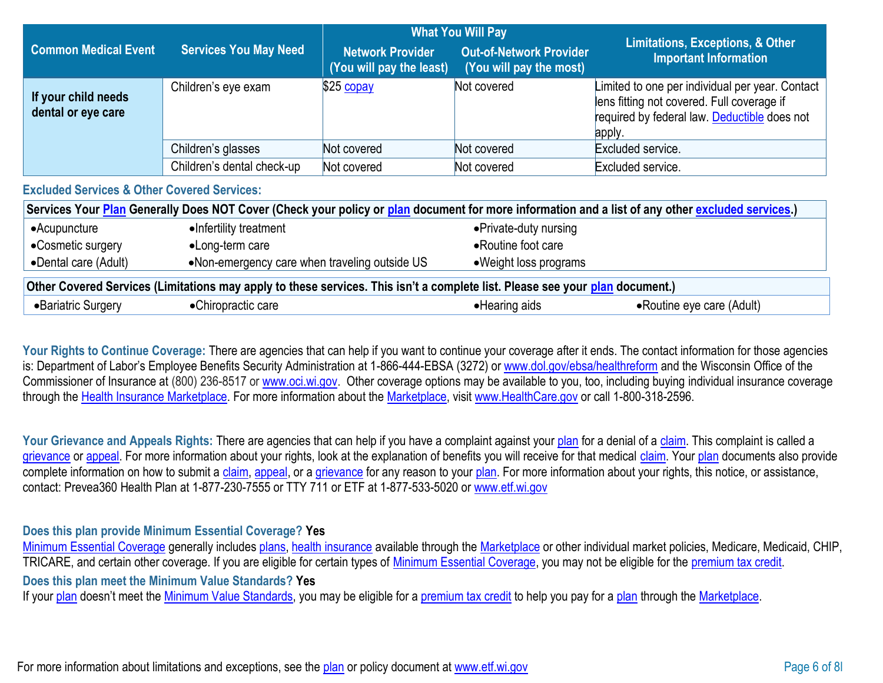| Common Medical Event | Services You May Need | What You Will Pay | | Limitations, Exceptions, & Other Important Information |
|---|---|---|---|---|
| | | Network Provider (You will pay the least) | Out-of-Network Provider (You will pay the most) | |
| If your child needs dental or eye care | Children's eye exam | $25 copay | Not covered | Limited to one per individual per year. Contact lens fitting not covered. Full coverage if required by federal law. Deductible does not apply. |
| | Children's glasses | Not covered | Not covered | Excluded service. |
| | Children's dental check-up | Not covered | Not covered | Excluded service. |

### Excluded Services & Other Covered Services:

| Services Your Plan Generally Does NOT Cover (Check your policy or plan document for more information and a list of any other excluded services.) | | |
|---|---|---|
| • Acupuncture | • Infertility treatment | • Private-duty nursing |
| • Cosmetic surgery | • Long-term care | • Routine foot care |
| • Dental care (Adult) | • Non-emergency care when traveling outside US | • Weight loss programs |

| Other Covered Services (Limitations may apply to these services. This isn't a complete list. Please see your plan document.) | | | |
|---|---|---|---|
| • Bariatric Surgery | • Chiropractic care | • Hearing aids | • Routine eye care (Adult) |

**Your Rights to Continue Coverage:** There are agencies that can help if you want to continue your coverage after it ends. The contact information for those agencies is: Department of Labor's Employee Benefits Security Administration at 1-866-444-EBSA (3272) or www.dol.gov/ebsa/healthreform and the Wisconsin Office of the Commissioner of Insurance at (800) 236-8517 or www.oci.wi.gov. Other coverage options may be available to you, too, including buying individual insurance coverage through the Health Insurance Marketplace. For more information about the Marketplace, visit www.HealthCare.gov or call 1-800-318-2596.

**Your Grievance and Appeals Rights:** There are agencies that can help if you have a complaint against your plan for a denial of a claim. This complaint is called a grievance or appeal. For more information about your rights, look at the explanation of benefits you will receive for that medical claim. Your plan documents also provide complete information on how to submit a claim, appeal, or a grievance for any reason to your plan. For more information about your rights, this notice, or assistance, contact: Prevea360 Health Plan at 1-877-230-7555 or TTY 711 or ETF at 1-877-533-5020 or www.etf.wi.gov

**Does this plan provide Minimum Essential Coverage? Yes**

Minimum Essential Coverage generally includes plans, health insurance available through the Marketplace or other individual market policies, Medicare, Medicaid, CHIP, TRICARE, and certain other coverage. If you are eligible for certain types of Minimum Essential Coverage, you may not be eligible for the premium tax credit.

**Does this plan meet the Minimum Value Standards? Yes**

If your plan doesn't meet the Minimum Value Standards, you may be eligible for a premium tax credit to help you pay for a plan through the Marketplace.

For more information about limitations and exceptions, see the plan or policy document at www.etf.wi.gov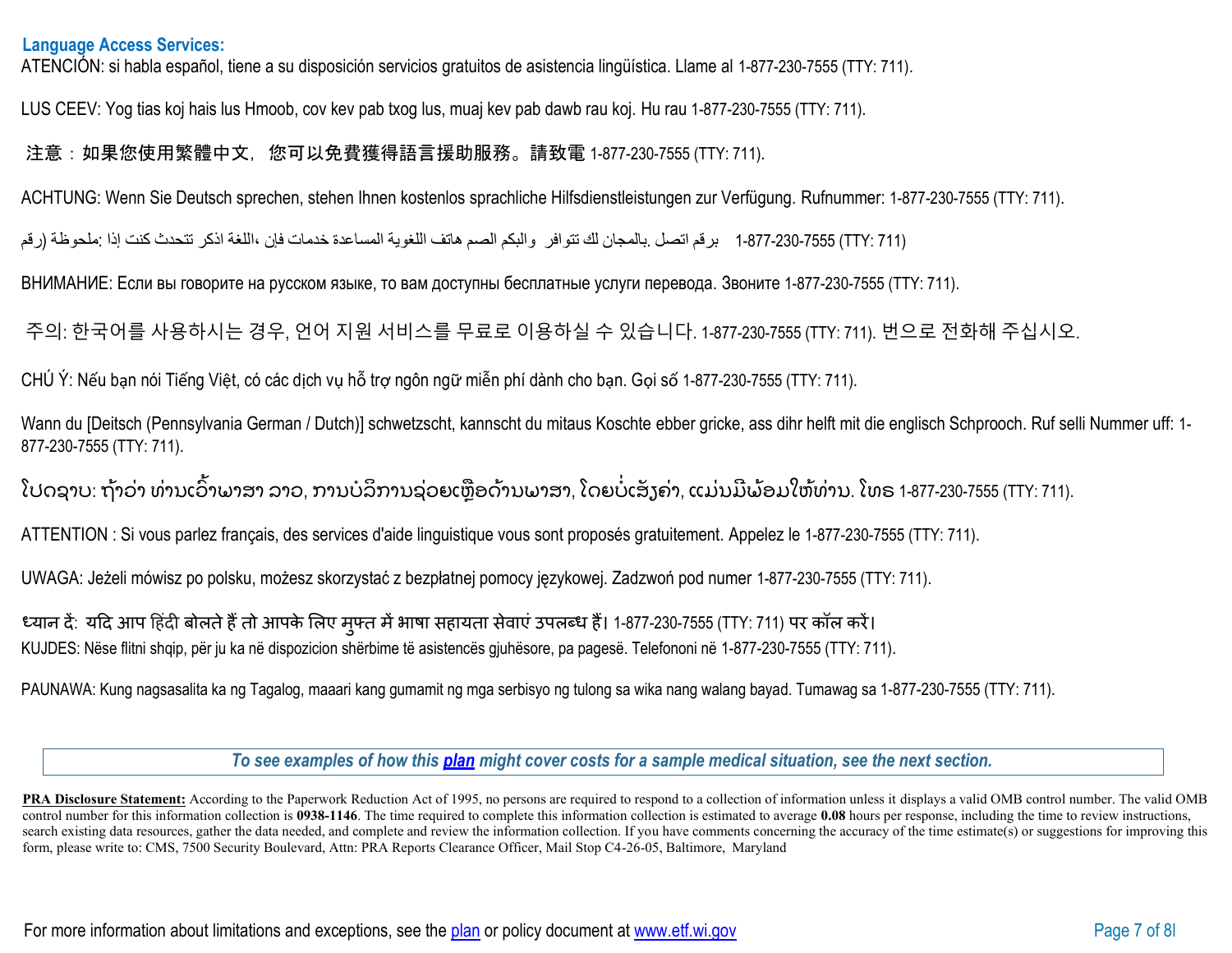**Language Access Services:**

ATENCIÓN: si habla español, tiene a su disposición servicios gratuitos de asistencia lingüística. Llame al 1-877-230-7555 (TTY: 711).

LUS CEEV: Yog tias koj hais lus Hmoob, cov kev pab txog lus, muaj kev pab dawb rau koj. Hu rau 1-877-230-7555 (TTY: 711).

注意：如果您使用繁體中文，您可以免費獲得語言援助服務。請致電 1-877-230-7555 (TTY: 711).

ACHTUNG: Wenn Sie Deutsch sprechen, stehen Ihnen kostenlos sprachliche Hilfsdienstleistungen zur Verfügung. Rufnummer: 1-877-230-7555 (TTY: 711).

ملحوظة: إذا كنت تتحدث اذكر اللغة، فإن خدمات المساعدة اللغوية تتوافر لك بالمجان. اتصل برقم 1-877-230-7555 (TTY: 711) (رقم هاتف الصم والبكم

ВНИМАНИЕ: Если вы говорите на русском языке, то вам доступны бесплатные услуги перевода. Звоните 1-877-230-7555 (TTY: 711).

주의: 한국어를 사용하시는 경우, 언어 지원 서비스를 무료로 이용하실 수 있습니다. 1-877-230-7555 (TTY: 711). 번으로 전화해 주십시오.

CHÚ Ý: Nếu bạn nói Tiếng Việt, có các dịch vụ hỗ trợ ngôn ngữ miễn phí dành cho bạn. Gọi số 1-877-230-7555 (TTY: 711).

Wann du [Deitsch (Pennsylvania German / Dutch)] schwetzscht, kannscht du mitaus Koschte ebber gricke, ass dihr helft mit die englisch Schprooch. Ruf selli Nummer uff: 1-877-230-7555 (TTY: 711).

ໂປດຊາບ: ຖ້າວ່າ ທ່ານເວົ້າພາສາ ລາວ, ການບໍລິການຊ່ວຍເຫຼືອດ້ານພາສາ, ໂດຍບໍ່ເສັຽຄ່າ, ແມ່ນມີພ້ອມໃຫ້ທ່ານ. ໂທຣ 1-877-230-7555 (TTY: 711).

ATTENTION : Si vous parlez français, des services d'aide linguistique vous sont proposés gratuitement. Appelez le 1-877-230-7555 (TTY: 711).

UWAGA: Jeżeli mówisz po polsku, możesz skorzystać z bezpłatnej pomocy językowej. Zadzwoń pod numer 1-877-230-7555 (TTY: 711).

ध्यान दें: यदि आप हिंदी बोलते हैं तो आपके लिए मुफ्त में भाषा सहायता सेवाएं उपलब्ध हैं। 1-877-230-7555 (TTY: 711) पर कॉल करें।

KUJDES: Nëse flitni shqip, për ju ka në dispozicion shërbime të asistencës gjuhësore, pa pagesë. Telefononi në 1-877-230-7555 (TTY: 711).

PAUNAWA: Kung nagsasalita ka ng Tagalog, maaari kang gumamit ng mga serbisyo ng tulong sa wika nang walang bayad. Tumawag sa 1-877-230-7555 (TTY: 711).

*To see examples of how this plan might cover costs for a sample medical situation, see the next section.*

**PRA Disclosure Statement:** According to the Paperwork Reduction Act of 1995, no persons are required to respond to a collection of information unless it displays a valid OMB control number. The valid OMB control number for this information collection is **0938-1146**. The time required to complete this information collection is estimated to average **0.08** hours per response, including the time to review instructions, search existing data resources, gather the data needed, and complete and review the information collection. If you have comments concerning the accuracy of the time estimate(s) or suggestions for improving this form, please write to: CMS, 7500 Security Boulevard, Attn: PRA Reports Clearance Officer, Mail Stop C4-26-05, Baltimore, Maryland

For more information about limitations and exceptions, see the plan or policy document at www.etf.wi.gov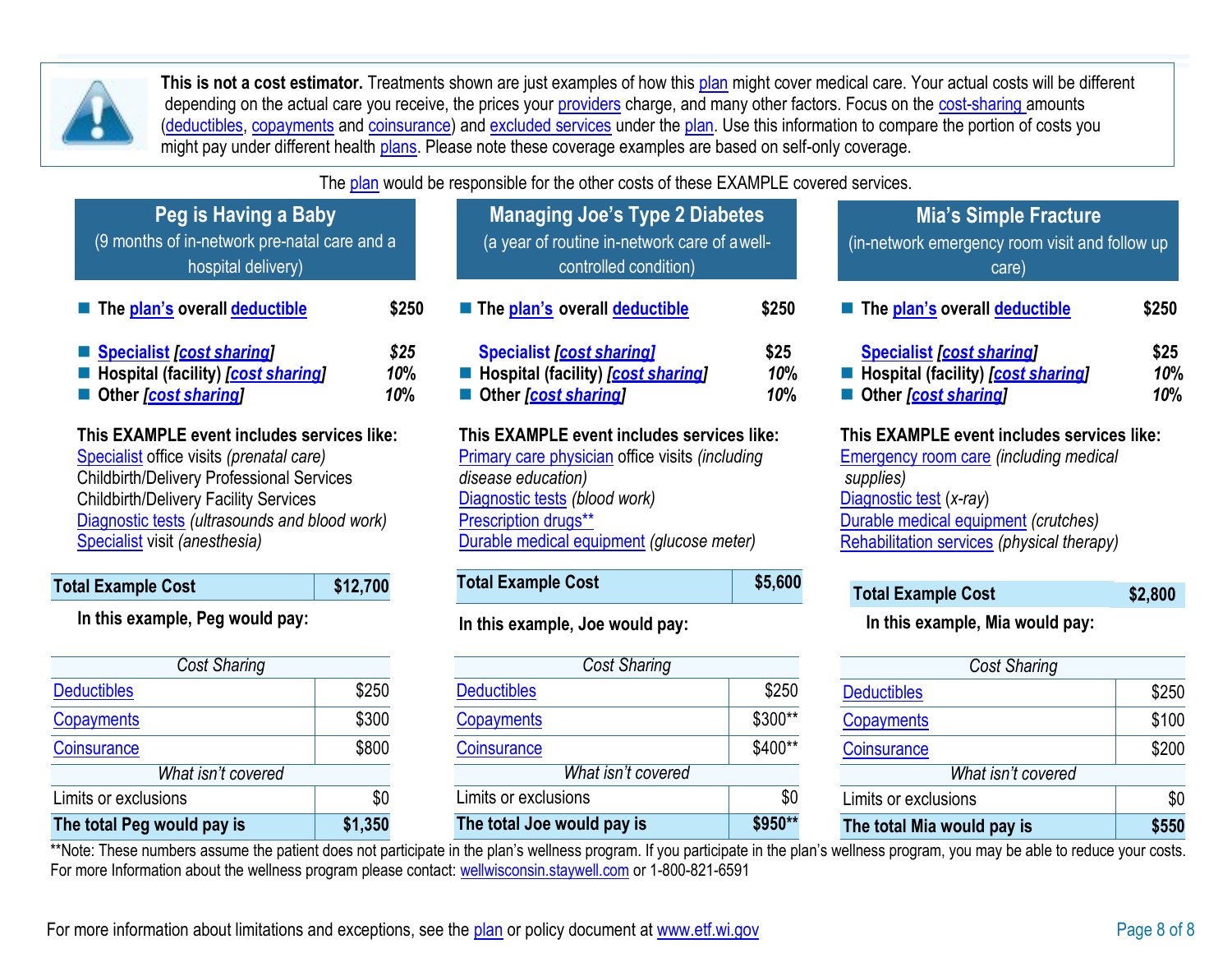**This is not a cost estimator.** Treatments shown are just examples of how this plan might cover medical care. Your actual costs will be different depending on the actual care you receive, the prices your providers charge, and many other factors. Focus on the cost-sharing amounts (deductibles, copayments and coinsurance) and excluded services under the plan. Use this information to compare the portion of costs you might pay under different health plans. Please note these coverage examples are based on self-only coverage.

The plan would be responsible for the other costs of these EXAMPLE covered services.

## Peg is Having a Baby

(9 months of in-network pre-natal care and a hospital delivery)

- **The plan's overall deductible** **$250**
- **Specialist *[cost sharing]*** ***$25***
- **Hospital (facility) *[cost sharing]*** ***10%***
- **Other *[cost sharing]*** ***10%***

**This EXAMPLE event includes services like:**
Specialist office visits *(prenatal care)*
Childbirth/Delivery Professional Services
Childbirth/Delivery Facility Services
Diagnostic tests *(ultrasounds and blood work)*
Specialist visit *(anesthesia)*

| **Total Example Cost** | **$12,700** |
|---|---|

**In this example, Peg would pay:**

| *Cost Sharing* | |
|---|---|
| Deductibles | $250 |
| Copayments | $300 |
| Coinsurance | $800 |
| *What isn't covered* | |
| Limits or exclusions | $0 |
| **The total Peg would pay is** | **$1,350** |

## Managing Joe's Type 2 Diabetes

(a year of routine in-network care of a well-controlled condition)

- **The plan's overall deductible** **$250**
- **Specialist *[cost sharing]*** **$25**
- **Hospital (facility) *[cost sharing]*** ***10%***
- **Other *[cost sharing]*** ***10%***

**This EXAMPLE event includes services like:**
Primary care physician office visits *(including disease education)*
Diagnostic tests *(blood work)*
Prescription drugs**
Durable medical equipment *(glucose meter)*

| **Total Example Cost** | **$5,600** |
|---|---|

**In this example, Joe would pay:**

| *Cost Sharing* | |
|---|---|
| Deductibles | $250 |
| Copayments | $300** |
| Coinsurance | $400** |
| *What isn't covered* | |
| Limits or exclusions | $0 |
| **The total Joe would pay is** | **$950**** |

## Mia's Simple Fracture

(in-network emergency room visit and follow up care)

- **The plan's overall deductible** **$250**
- **Specialist *[cost sharing]*** **$25**
- **Hospital (facility) *[cost sharing]*** ***10%***
- **Other *[cost sharing]*** ***10%***

**This EXAMPLE event includes services like:**
Emergency room care *(including medical supplies)*
Diagnostic test *(x-ray)*
Durable medical equipment *(crutches)*
Rehabilitation services *(physical therapy)*

| **Total Example Cost** | **$2,800** |
|---|---|

**In this example, Mia would pay:**

| *Cost Sharing* | |
|---|---|
| Deductibles | $250 |
| Copayments | $100 |
| Coinsurance | $200 |
| *What isn't covered* | |
| Limits or exclusions | $0 |
| **The total Mia would pay is** | **$550** |

**Note: These numbers assume the patient does not participate in the plan's wellness program. If you participate in the plan's wellness program, you may be able to reduce your costs. For more Information about the wellness program please contact: wellwisconsin.staywell.com or 1-800-821-6591

For more information about limitations and exceptions, see the plan or policy document at www.etf.wi.gov